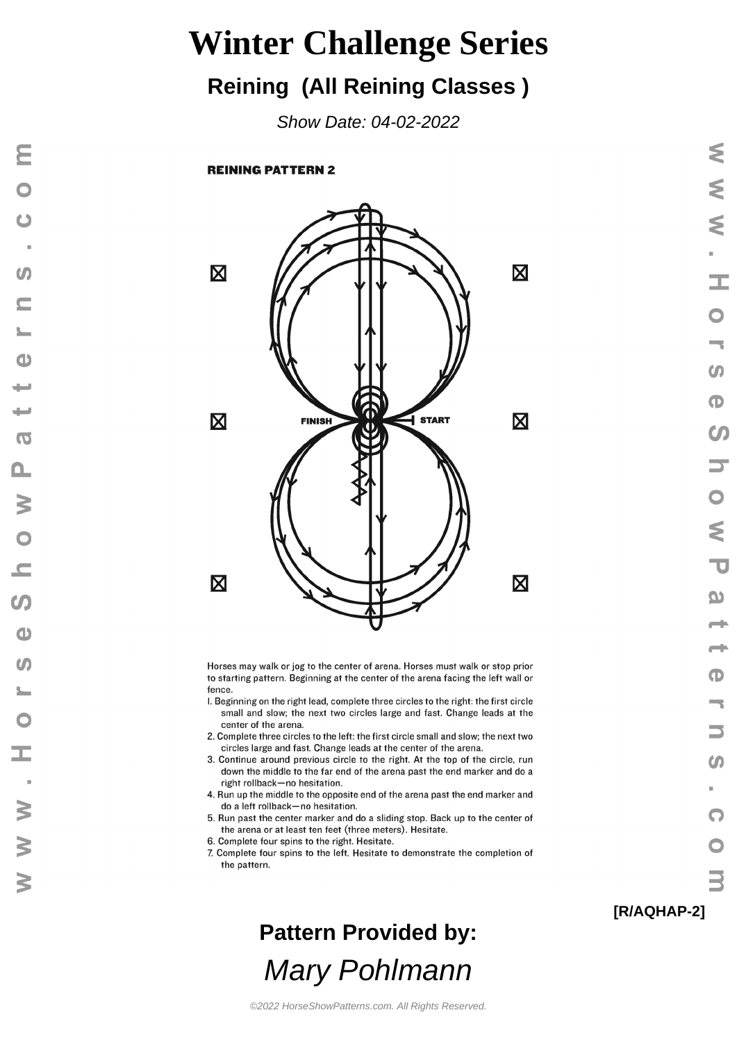# Winter Challenge Series

## Reining (All Reining Classes )

*Show Date: 04-02-2022*

**REINING PATTERN 2**

FINISH START

Horses may walk or jog to the center of arena. Horses must walk or stop prior to starting pattern. Beginning at the center of the arena facing the left wall or fence.

1. Beginning on the right lead, complete three circles to the right: the first circle small and slow; the next two circles large and fast. Change leads at the center of the arena.
2. Complete three circles to the left: the first circle small and slow; the next two circles large and fast. Change leads at the center of the arena.
3. Continue around previous circle to the right. At the top of the circle, run down the middle to the far end of the arena past the end marker and do a right rollback—no hesitation.
4. Run up the middle to the opposite end of the arena past the end marker and do a left rollback—no hesitation.
5. Run past the center marker and do a sliding stop. Back up to the center of the arena or at least ten feet (three meters). Hesitate.
6. Complete four spins to the right. Hesitate.
7. Complete four spins to the left. Hesitate to demonstrate the completion of the pattern.

**[R/AQHAP-2]**

**Pattern Provided by:**

*Mary Pohlmann*

©2022 HorseShowPatterns.com. All Rights Reserved.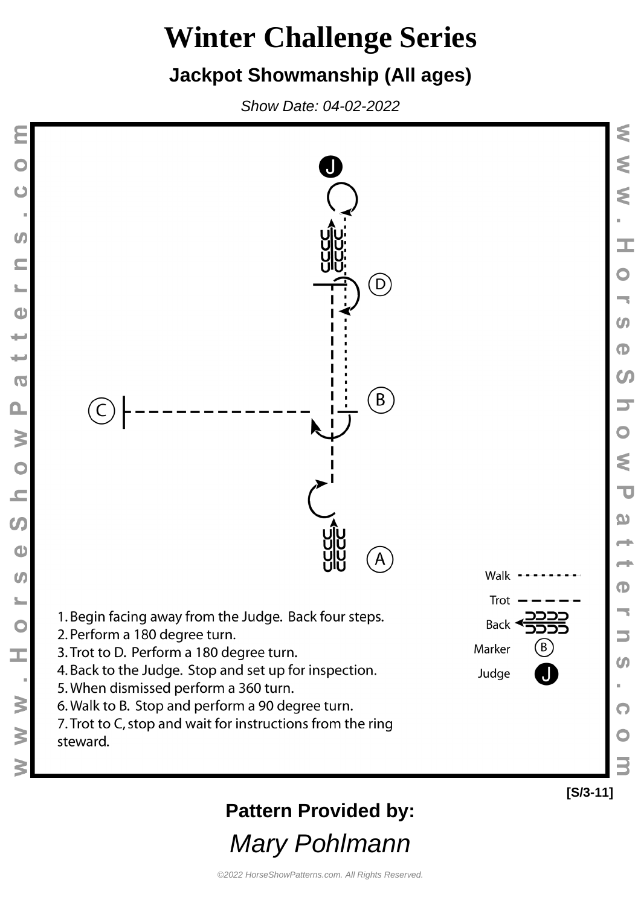# Winter Challenge Series

## Jackpot Showmanship (All ages)

*Show Date: 04-02-2022*

1. Begin facing away from the Judge. Back four steps.
2. Perform a 180 degree turn.
3. Trot to D. Perform a 180 degree turn.
4. Back to the Judge. Stop and set up for inspection.
5. When dismissed perform a 360 turn.
6. Walk to B. Stop and perform a 90 degree turn.
7. Trot to C, stop and wait for instructions from the ring steward.

Walk
Trot
Back
Marker
Judge

[S/3-11]

**Pattern Provided by:**

*Mary Pohlmann*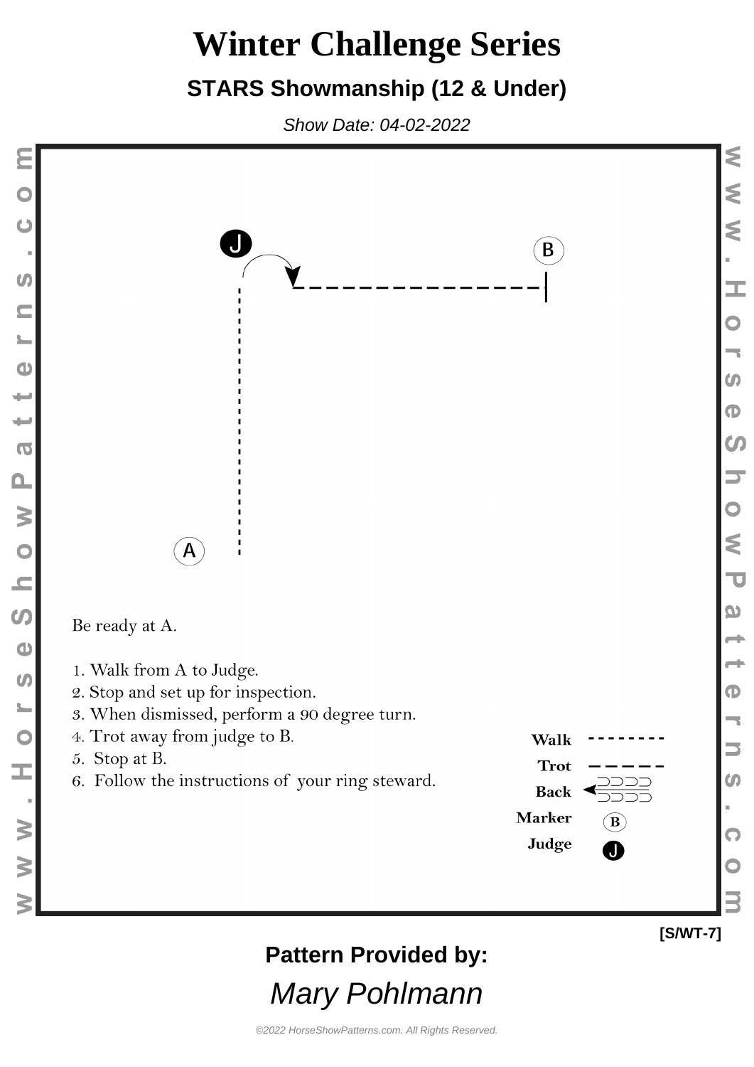# Winter Challenge Series

## STARS Showmanship (12 & Under)

*Show Date: 04-02-2022*

J

B

A

Be ready at A.

1. Walk from A to Judge.
2. Stop and set up for inspection.
3. When dismissed, perform a 90 degree turn.
4. Trot away from judge to B.
5. Stop at B.
6. Follow the instructions of your ring steward.

**Walk**

**Trot**

**Back**

**Marker** B

**Judge** J

**[S/WT-7]**

**Pattern Provided by:**

*Mary Pohlmann*

*©2022 HorseShowPatterns.com. All Rights Reserved.*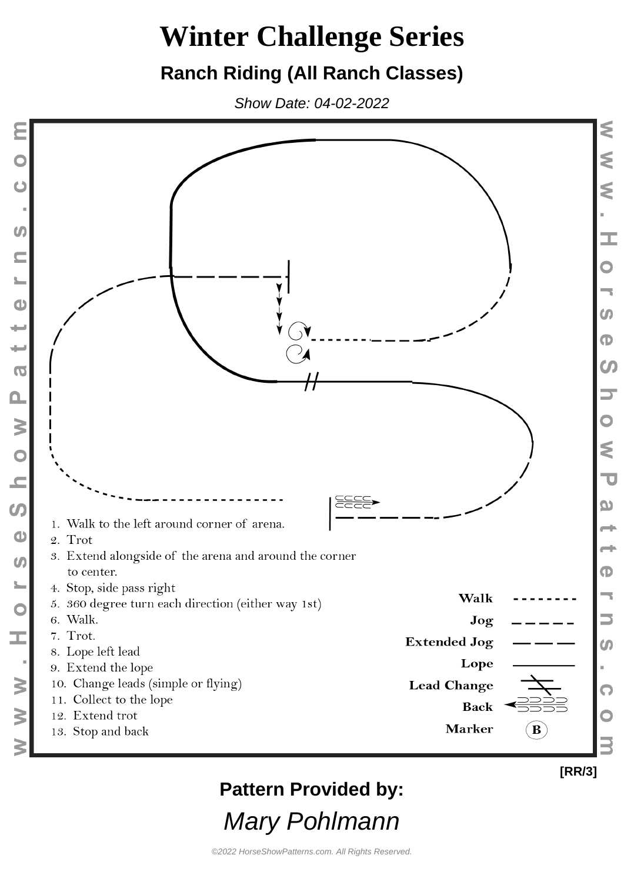# Winter Challenge Series

## Ranch Riding (All Ranch Classes)

*Show Date: 04-02-2022*

1. Walk to the left around corner of arena.
2. Trot
3. Extend alongside of the arena and around the corner to center.
4. Stop, side pass right
5. 360 degree turn each direction (either way 1st)
6. Walk.
7. Trot.
8. Lope left lead
9. Extend the lope
10. Change leads (simple or flying)
11. Collect to the lope
12. Extend trot
13. Stop and back

Walk

Jog

Extended Jog

Lope

Lead Change

Back

Marker B

[RR/3]

**Pattern Provided by:**

*Mary Pohlmann*

©2022 HorseShowPatterns.com. All Rights Reserved.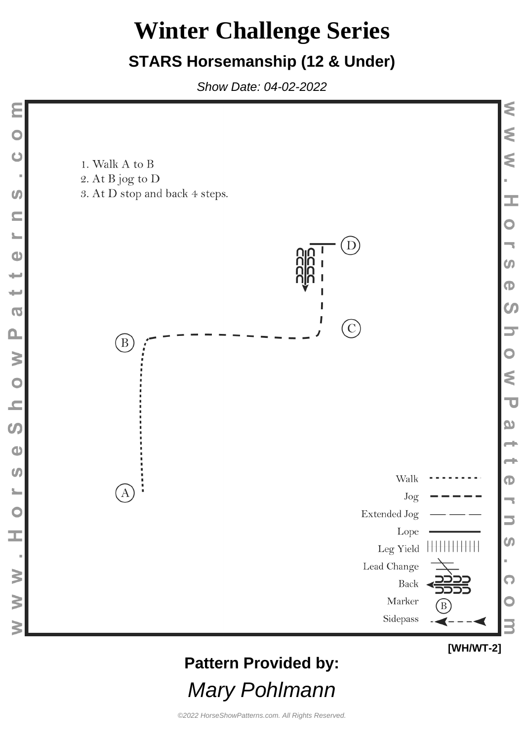# Winter Challenge Series

## STARS Horsemanship (12 & Under)

*Show Date: 04-02-2022*

1. Walk A to B
2. At B jog to D
3. At D stop and back 4 steps.

D

C

B

A

Walk
Jog
Extended Jog
Lope
Leg Yield
Lead Change
Back
Marker
Sidepass

[WH/WT-2]

**Pattern Provided by:**

*Mary Pohlmann*

©2022 HorseShowPatterns.com. All Rights Reserved.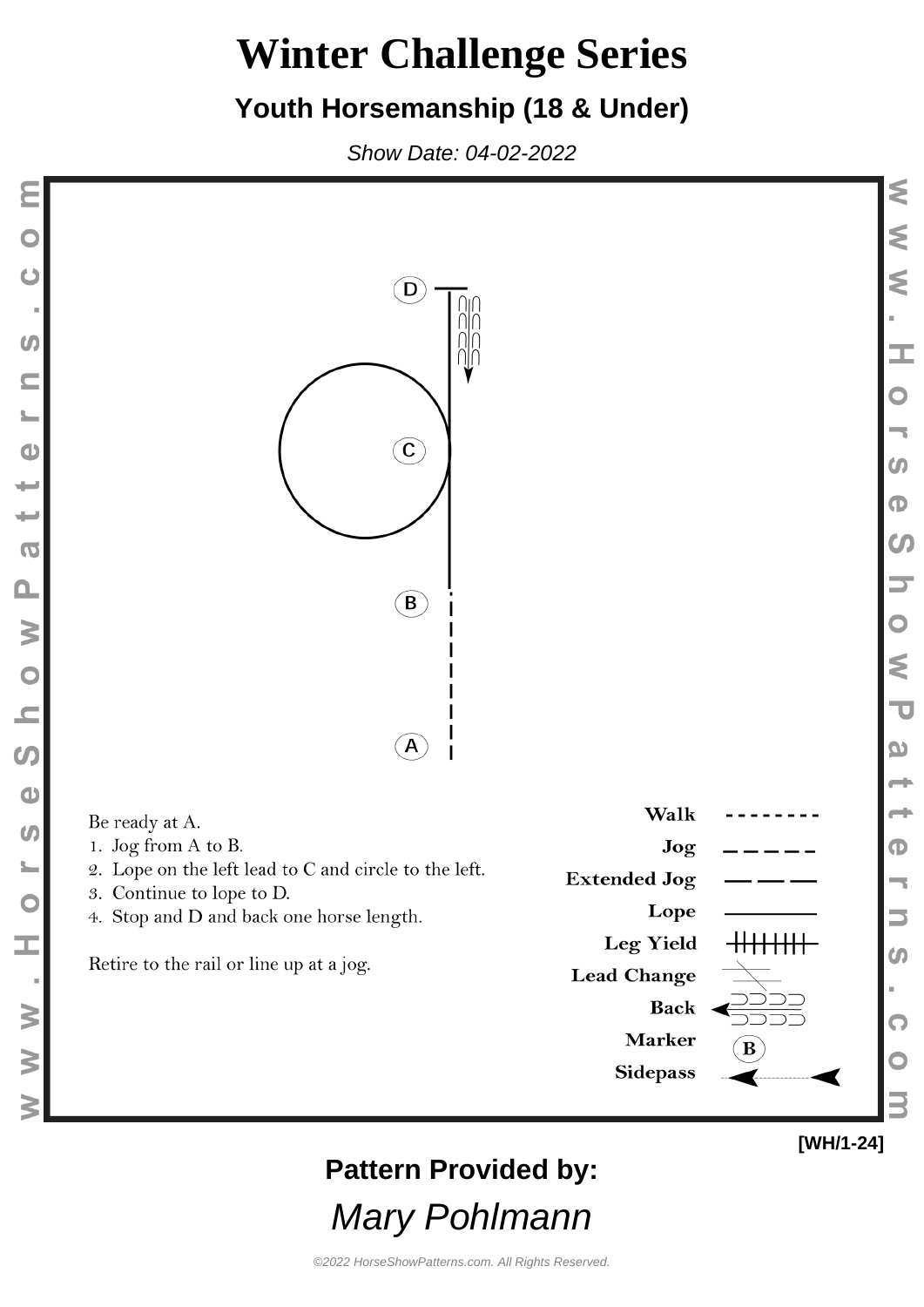# Winter Challenge Series

## Youth Horsemanship (18 & Under)

*Show Date: 04-02-2022*

D

C

B

A

Be ready at A.

1. Jog from A to B.
2. Lope on the left lead to C and circle to the left.
3. Continue to lope to D.
4. Stop and D and back one horse length.

Retire to the rail or line up at a jog.

**Walk**

**Jog**

**Extended Jog**

**Lope**

**Leg Yield**

**Lead Change**

**Back**

**Marker**

**Sidepass**

[WH/1-24]

**Pattern Provided by:**

*Mary Pohlmann*

©2022 HorseShowPatterns.com. All Rights Reserved.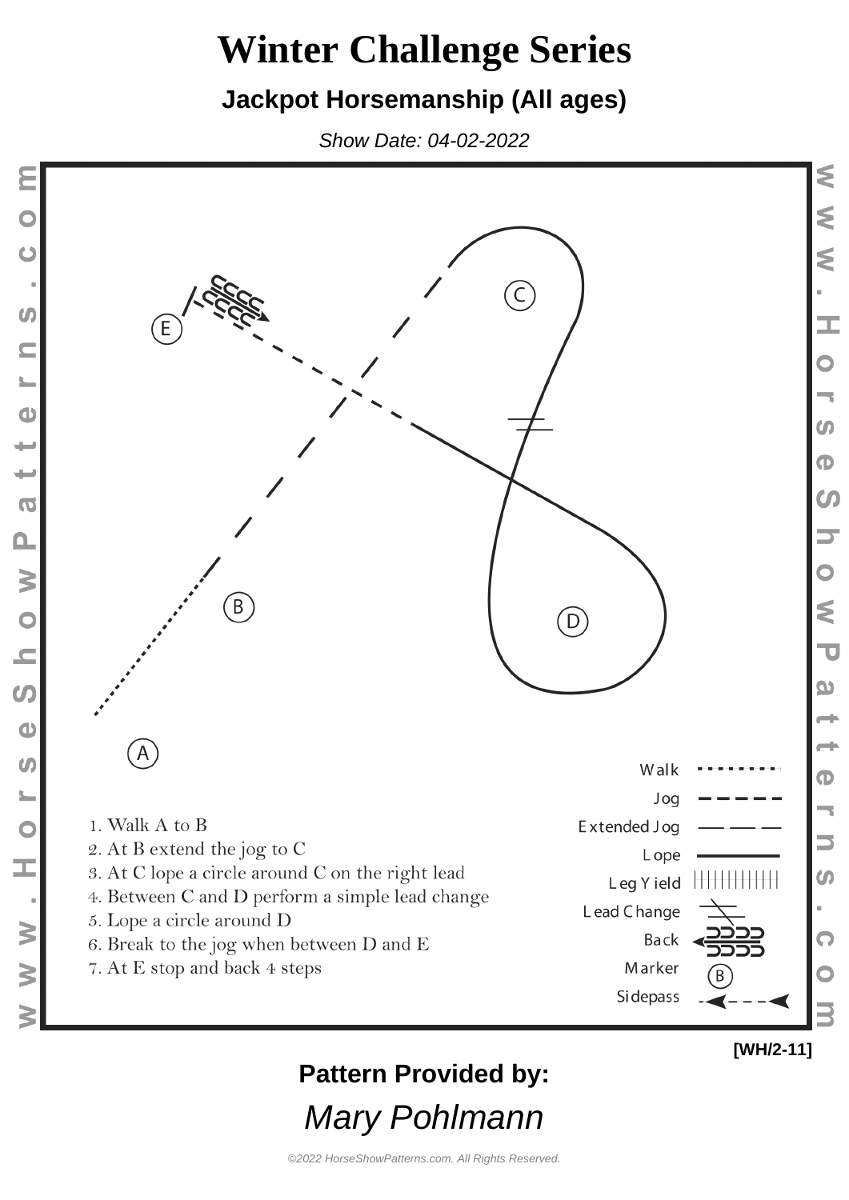# Winter Challenge Series

## Jackpot Horsemanship (All ages)

*Show Date: 04-02-2022*

1. Walk A to B
2. At B extend the jog to C
3. At C lope a circle around C on the right lead
4. Between C and D perform a simple lead change
5. Lope a circle around D
6. Break to the jog when between D and E
7. At E stop and back 4 steps

| Legend |
| --- |
| Walk |
| Jog |
| Extended Jog |
| Lope |
| Leg Yield |
| Lead Change |
| Back |
| Marker |
| Sidepass |

[WH/2-11]

**Pattern Provided by:**

*Mary Pohlmann*

©2022 HorseShowPatterns.com. All Rights Reserved.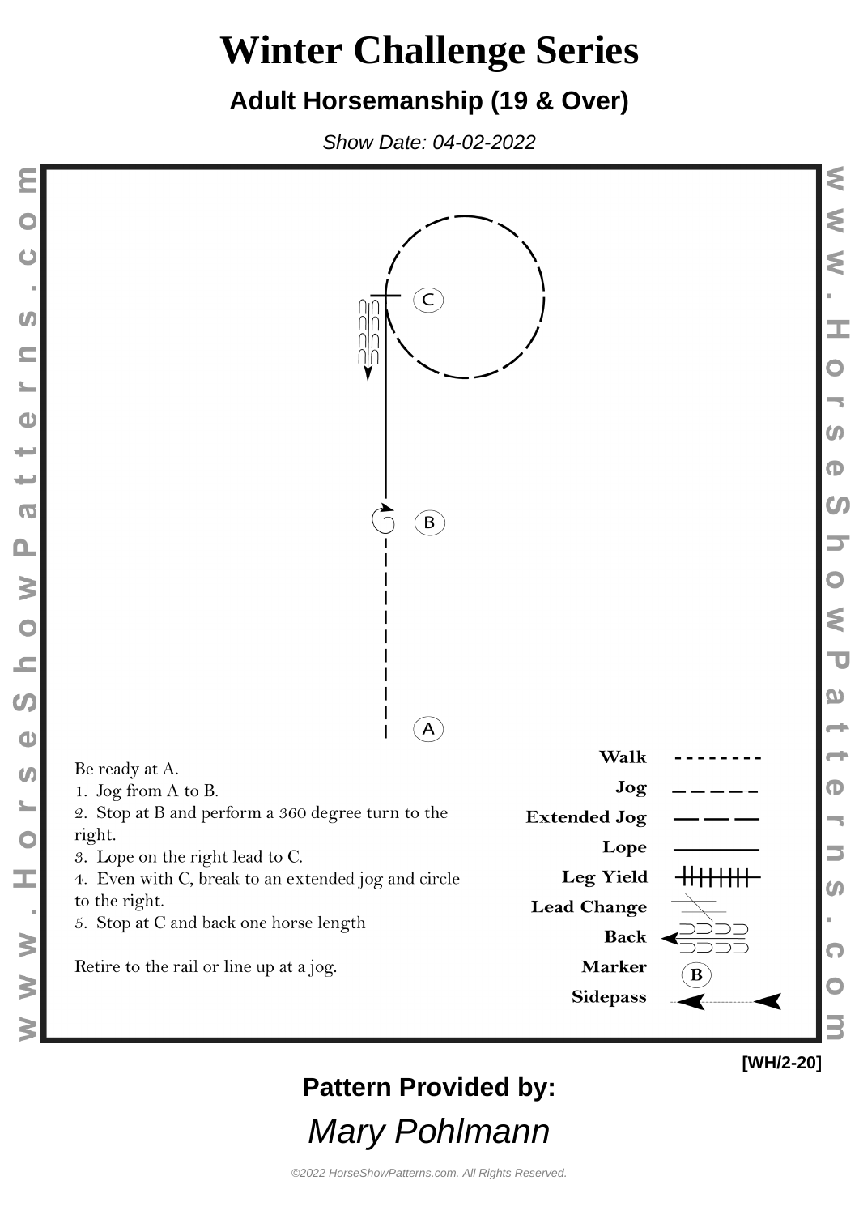# Winter Challenge Series

## Adult Horsemanship (19 & Over)

*Show Date: 04-02-2022*

C

B

A

Be ready at A.

1. Jog from A to B.
2. Stop at B and perform a 360 degree turn to the right.
3. Lope on the right lead to C.
4. Even with C, break to an extended jog and circle to the right.
5. Stop at C and back one horse length

Retire to the rail or line up at a jog.

| | |
|---|---|
| **Walk** | - - - - - - - - |
| **Jog** | — — — — — |
| **Extended Jog** | ——— ——— |
| **Lope** | ———————— |
| **Leg Yield** | |
| **Lead Change** | |
| **Back** | |
| **Marker** | B |
| **Sidepass** | |

[WH/2-20]

**Pattern Provided by:**

*Mary Pohlmann*

©2022 HorseShowPatterns.com. All Rights Reserved.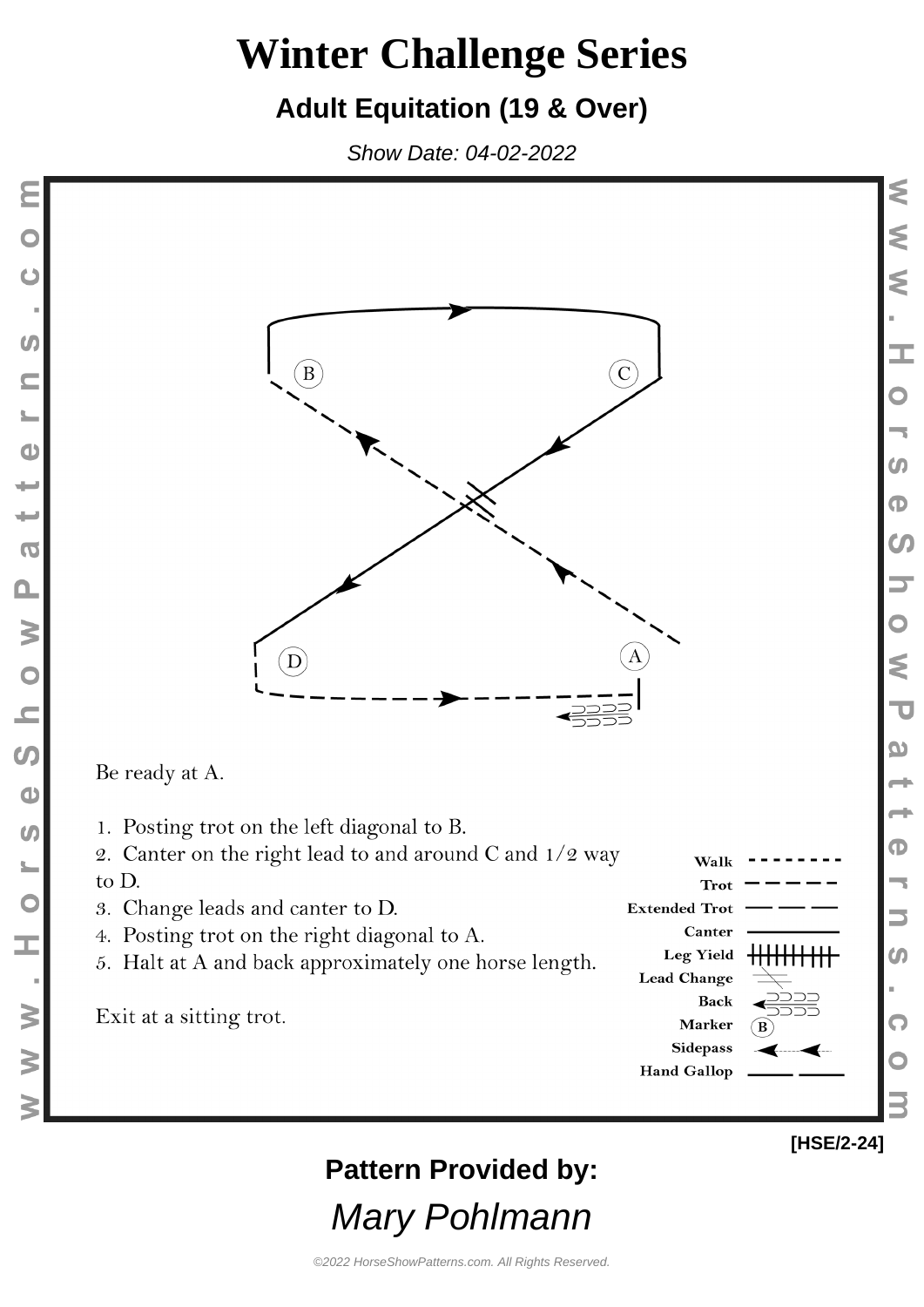# Winter Challenge Series

## Adult Equitation (19 & Over)

*Show Date: 04-02-2022*

Be ready at A.

1. Posting trot on the left diagonal to B.
2. Canter on the right lead to and around C and 1/2 way to D.
3. Change leads and canter to D.
4. Posting trot on the right diagonal to A.
5. Halt at A and back approximately one horse length.

Exit at a sitting trot.

| Legend |
| --- |
| Walk |
| Trot |
| Extended Trot |
| Canter |
| Leg Yield |
| Lead Change |
| Back |
| Marker |
| Sidepass |
| Hand Gallop |

[HSE/2-24]

**Pattern Provided by:**

*Mary Pohlmann*

©2022 HorseShowPatterns.com. All Rights Reserved.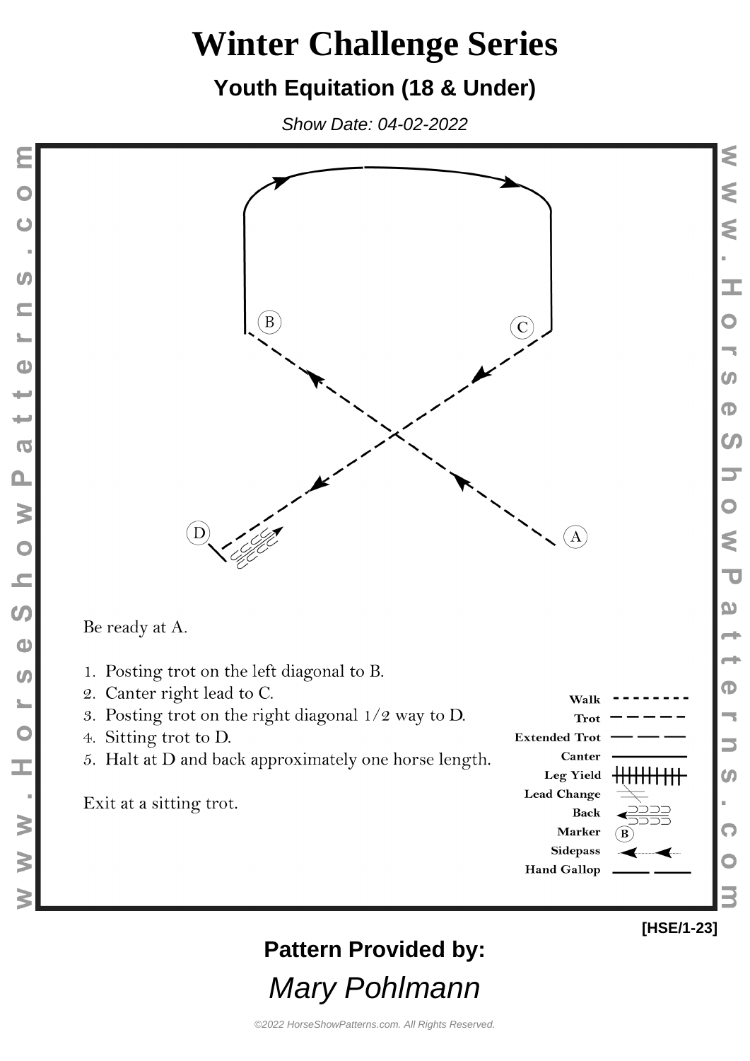# Winter Challenge Series

## Youth Equitation (18 & Under)

*Show Date: 04-02-2022*

Be ready at A.

1. Posting trot on the left diagonal to B.
2. Canter right lead to C.
3. Posting trot on the right diagonal 1/2 way to D.
4. Sitting trot to D.
5. Halt at D and back approximately one horse length.

Exit at a sitting trot.

[HSE/1-23]

**Pattern Provided by:**

*Mary Pohlmann*

©2022 HorseShowPatterns.com. All Rights Reserved.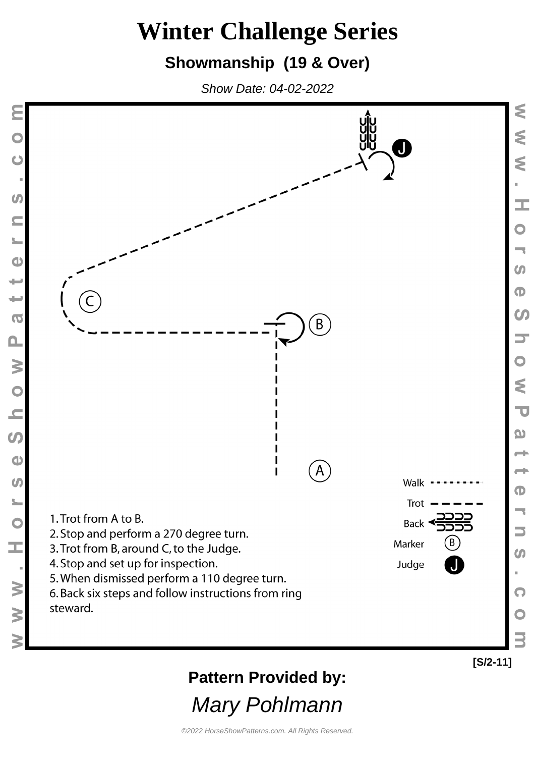# Winter Challenge Series

## Showmanship (19 & Over)

*Show Date: 04-02-2022*

C

B

A

J

1. Trot from A to B.
2. Stop and perform a 270 degree turn.
3. Trot from B, around C, to the Judge.
4. Stop and set up for inspection.
5. When dismissed perform a 110 degree turn.
6. Back six steps and follow instructions from ring steward.

Walk

Trot

Back

Marker

Judge

[S/2-11]

**Pattern Provided by:**

*Mary Pohlmann*

*©2022 HorseShowPatterns.com. All Rights Reserved.*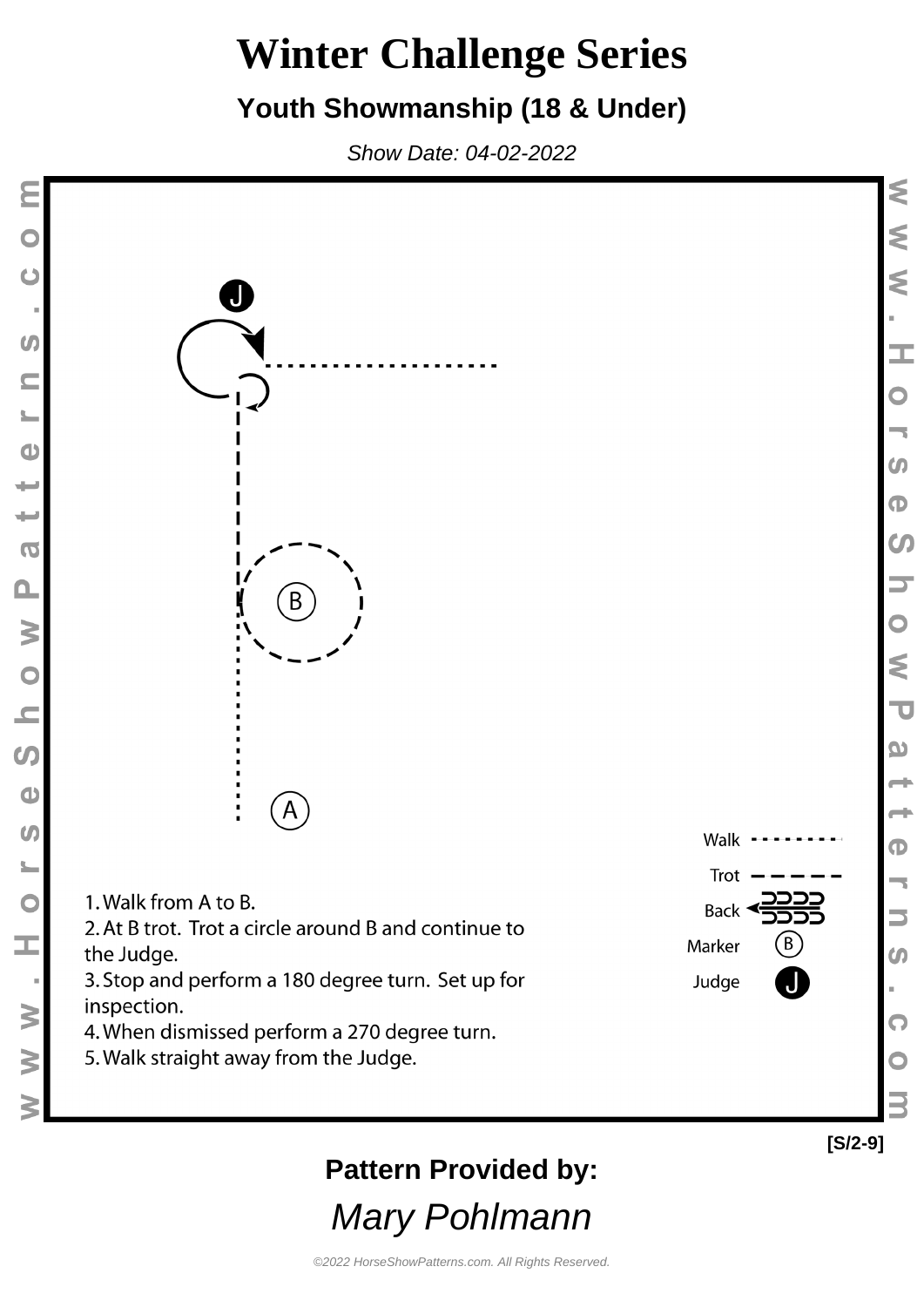# Winter Challenge Series

## Youth Showmanship (18 & Under)

*Show Date: 04-02-2022*

J

B

A

Walk

Trot

Back

Marker

Judge

1. Walk from A to B.
2. At B trot. Trot a circle around B and continue to the Judge.
3. Stop and perform a 180 degree turn. Set up for inspection.
4. When dismissed perform a 270 degree turn.
5. Walk straight away from the Judge.

[S/2-9]

**Pattern Provided by:**

*Mary Pohlmann*

©2022 HorseShowPatterns.com. All Rights Reserved.